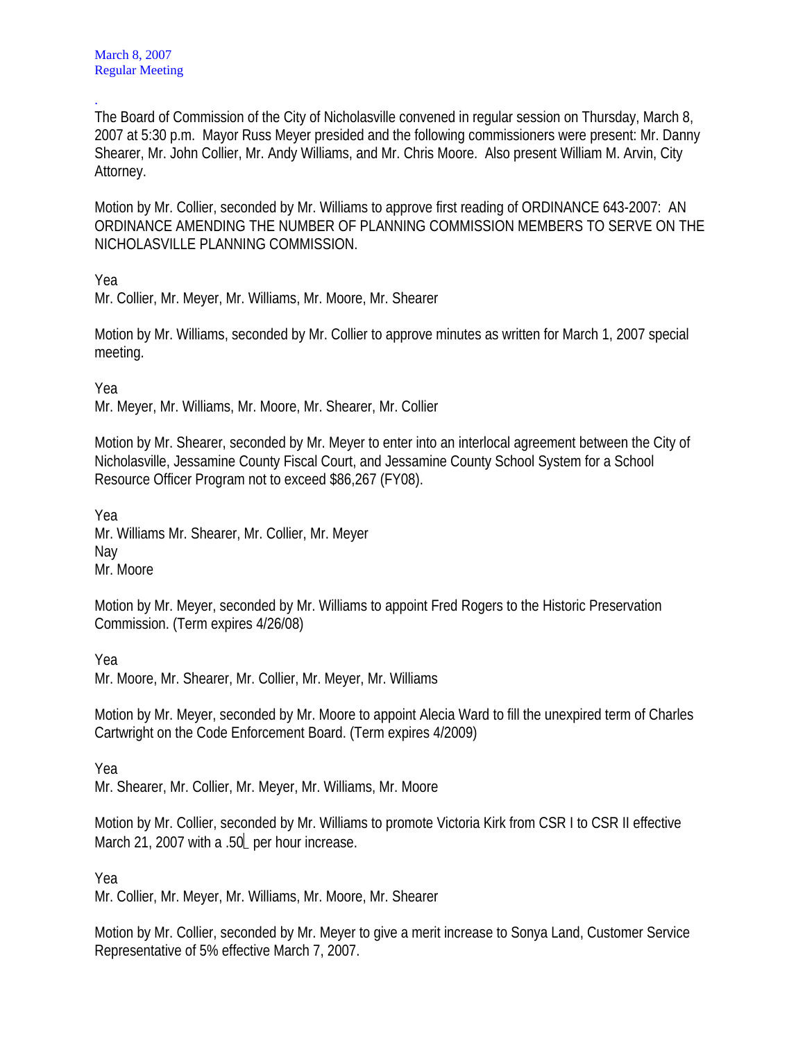March 8, 2007
Regular Meeting

.
The Board of Commission of the City of Nicholasville convened in regular session on Thursday, March 8, 2007 at 5:30 p.m. Mayor Russ Meyer presided and the following commissioners were present: Mr. Danny Shearer, Mr. John Collier, Mr. Andy Williams, and Mr. Chris Moore. Also present William M. Arvin, City Attorney.

Motion by Mr. Collier, seconded by Mr. Williams to approve first reading of ORDINANCE 643-2007: AN ORDINANCE AMENDING THE NUMBER OF PLANNING COMMISSION MEMBERS TO SERVE ON THE NICHOLASVILLE PLANNING COMMISSION.

Yea
Mr. Collier, Mr. Meyer, Mr. Williams, Mr. Moore, Mr. Shearer

Motion by Mr. Williams, seconded by Mr. Collier to approve minutes as written for March 1, 2007 special meeting.

Yea
Mr. Meyer, Mr. Williams, Mr. Moore, Mr. Shearer, Mr. Collier

Motion by Mr. Shearer, seconded by Mr. Meyer to enter into an interlocal agreement between the City of Nicholasville, Jessamine County Fiscal Court, and Jessamine County School System for a School Resource Officer Program not to exceed $86,267 (FY08).

Yea
Mr. Williams Mr. Shearer, Mr. Collier, Mr. Meyer
Nay
Mr. Moore

Motion by Mr. Meyer, seconded by Mr. Williams to appoint Fred Rogers to the Historic Preservation Commission. (Term expires 4/26/08)

Yea
Mr. Moore, Mr. Shearer, Mr. Collier, Mr. Meyer, Mr. Williams

Motion by Mr. Meyer, seconded by Mr. Moore to appoint Alecia Ward to fill the unexpired term of Charles Cartwright on the Code Enforcement Board. (Term expires 4/2009)

Yea
Mr. Shearer, Mr. Collier, Mr. Meyer, Mr. Williams, Mr. Moore

Motion by Mr. Collier, seconded by Mr. Williams to promote Victoria Kirk from CSR I to CSR II effective March 21, 2007 with a .50 per hour increase.

Yea
Mr. Collier, Mr. Meyer, Mr. Williams, Mr. Moore, Mr. Shearer

Motion by Mr. Collier, seconded by Mr. Meyer to give a merit increase to Sonya Land, Customer Service Representative of 5% effective March 7, 2007.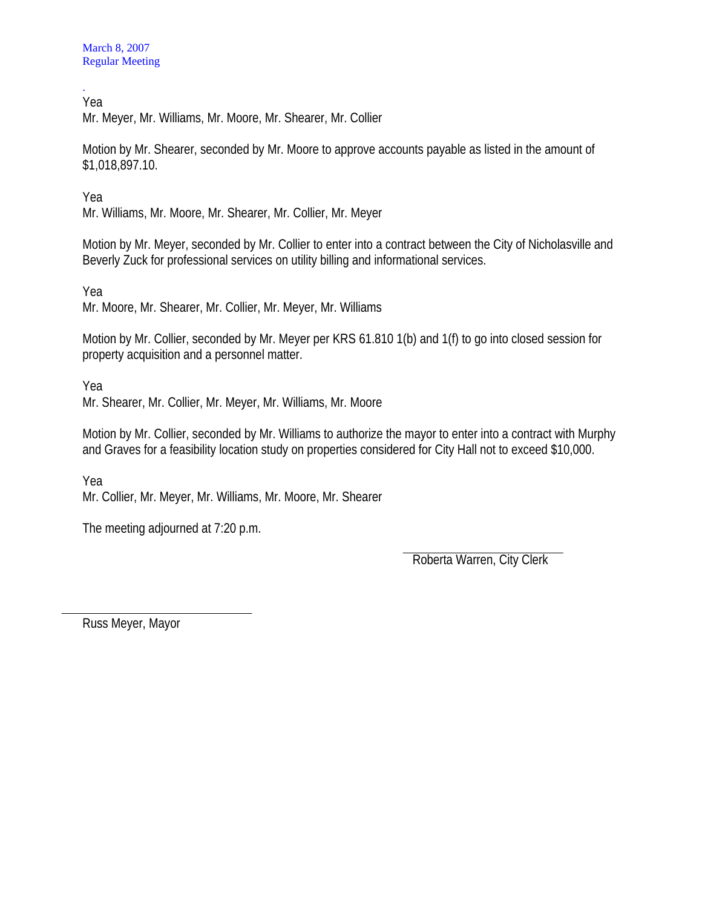.
Yea
Mr. Meyer, Mr. Williams, Mr. Moore, Mr. Shearer, Mr. Collier

Motion by Mr. Shearer, seconded by Mr. Moore to approve accounts payable as listed in the amount of $1,018,897.10.

Yea
Mr. Williams, Mr. Moore, Mr. Shearer, Mr. Collier, Mr. Meyer

Motion by Mr. Meyer, seconded by Mr. Collier to enter into a contract between the City of Nicholasville and Beverly Zuck for professional services on utility billing and informational services.

Yea
Mr. Moore, Mr. Shearer, Mr. Collier, Mr. Meyer, Mr. Williams

Motion by Mr. Collier, seconded by Mr. Meyer per KRS 61.810 1(b) and 1(f) to go into closed session for property acquisition and a personnel matter.

Yea
Mr. Shearer, Mr. Collier, Mr. Meyer, Mr. Williams, Mr. Moore

Motion by Mr. Collier, seconded by Mr. Williams to authorize the mayor to enter into a contract with Murphy and Graves for a feasibility location study on properties considered for City Hall not to exceed $10,000.

Yea
Mr. Collier, Mr. Meyer, Mr. Williams, Mr. Moore, Mr. Shearer

The meeting adjourned at 7:20 p.m.

\_\_\_\_\_\_\_\_\_\_\_\_\_\_\_\_\_\_\_\_\_\_\_\_\_\_\_\_
Roberta Warren, City Clerk

\_\_\_\_\_\_\_\_\_\_\_\_\_\_\_\_\_\_\_\_\_\_\_\_\_\_\_\_
Russ Meyer, Mayor